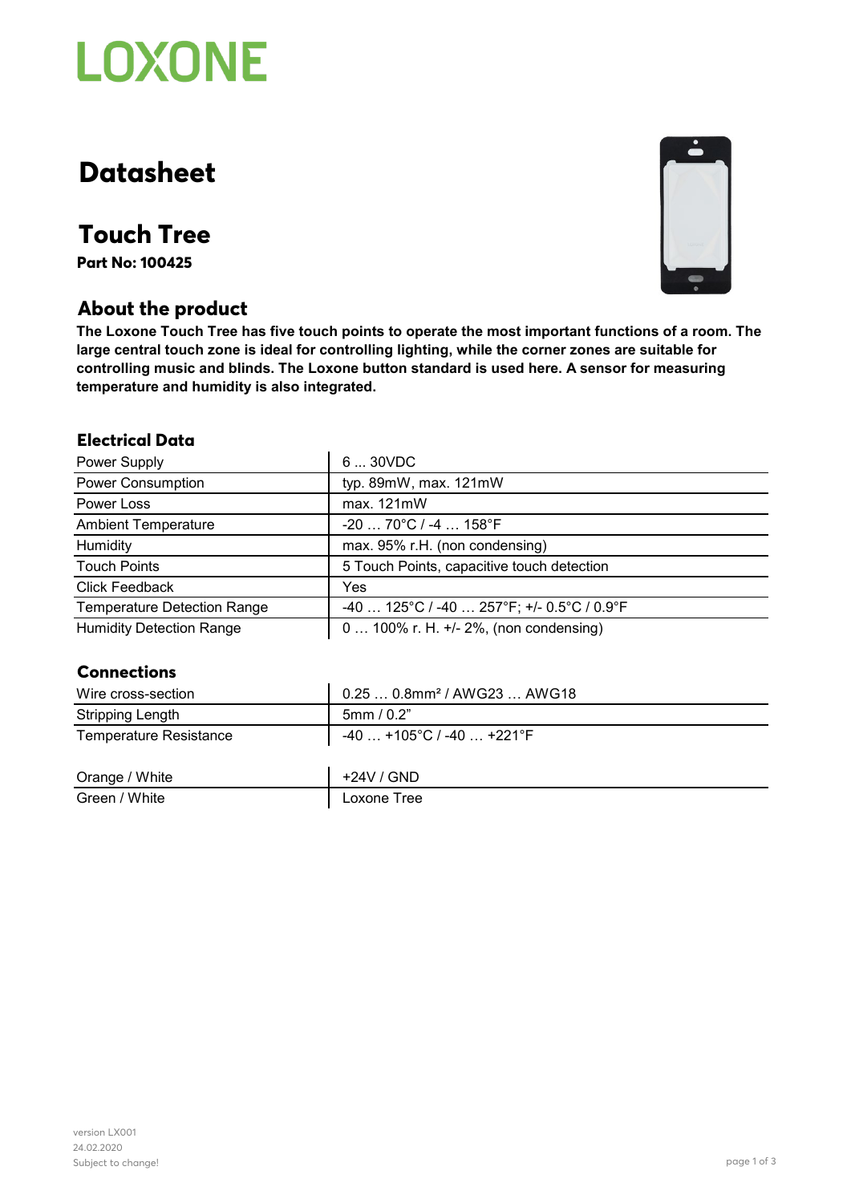LOXONE

# Datasheet

## Touch Tree

**Part No: 100425**

## About the product

**The Loxone Touch Tree has five touch points to operate the most important functions of a room. The large central touch zone is ideal for controlling lighting, while the corner zones are suitable for controlling music and blinds. The Loxone button standard is used here. A sensor for measuring temperature and humidity is also integrated.**

### Electrical Data

| | |
|---|---|
| Power Supply | 6 ... 30VDC |
| Power Consumption | typ. 89mW, max. 121mW |
| Power Loss | max. 121mW |
| Ambient Temperature | -20 … 70°C / -4 … 158°F |
| Humidity | max. 95% r.H. (non condensing) |
| Touch Points | 5 Touch Points, capacitive touch detection |
| Click Feedback | Yes |
| Temperature Detection Range | -40 … 125°C / -40 … 257°F; +/- 0.5°C / 0.9°F |
| Humidity Detection Range | 0 … 100% r. H. +/- 2%, (non condensing) |

### Connections

| | |
|---|---|
| Wire cross-section | 0.25 … 0.8mm² / AWG23 … AWG18 |
| Stripping Length | 5mm / 0.2" |
| Temperature Resistance | -40 … +105°C / -40 … +221°F |

| | |
|---|---|
| Orange / White | +24V / GND |
| Green / White | Loxone Tree |

version LX001
24.02.2020
Subject to change!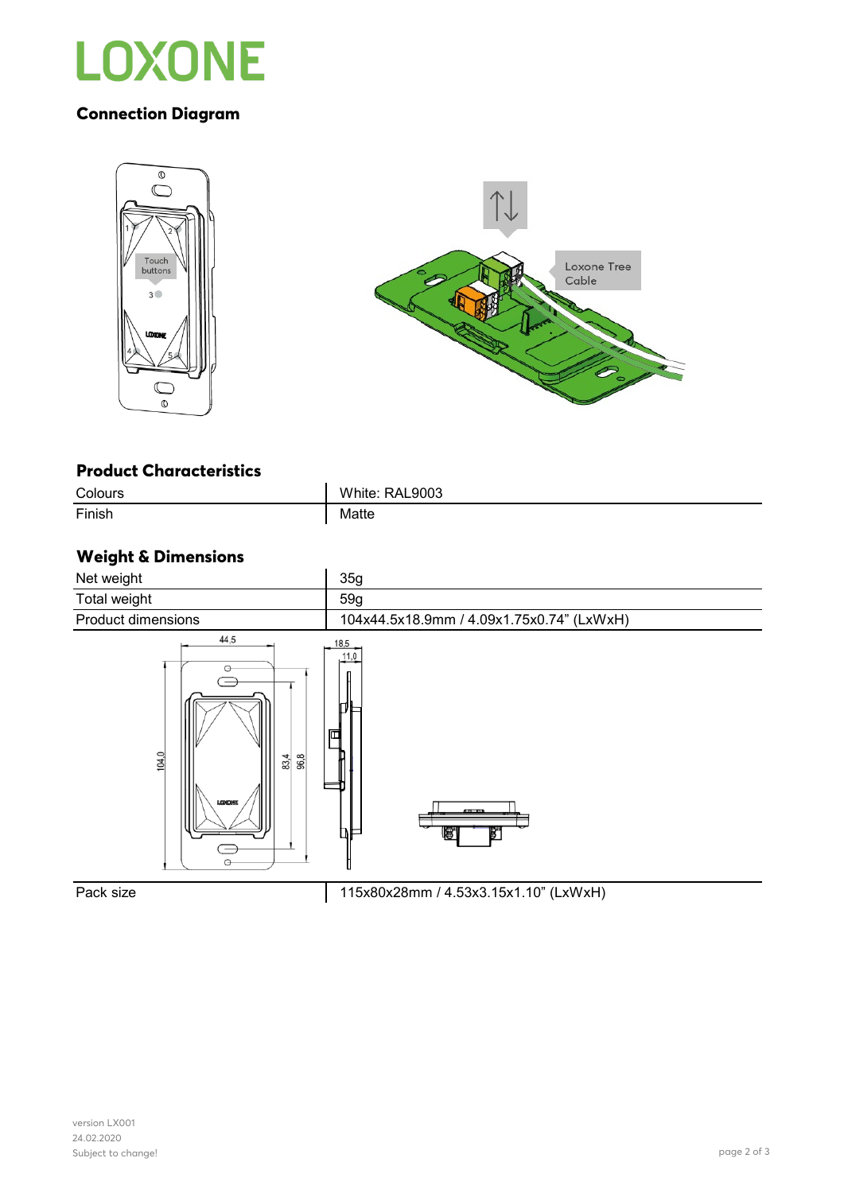## Connection Diagram

## Product Characteristics

| Colours | White: RAL9003 |
|---|---|
| Finish | Matte |

## Weight & Dimensions

| Net weight | 35g |
|---|---|
| Total weight | 59g |
| Product dimensions | 104x44.5x18.9mm / 4.09x1.75x0.74" (LxWxH) |
| Pack size | 115x80x28mm / 4.53x3.15x1.10" (LxWxH) |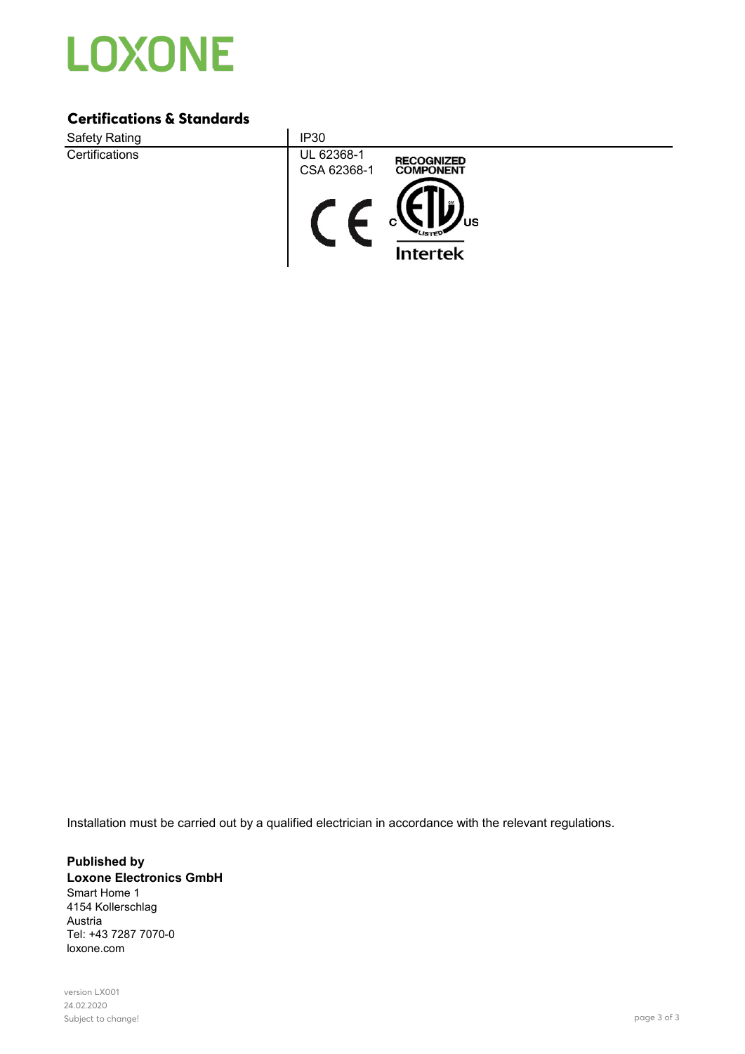## Certifications & Standards

| | |
|---|---|
| Safety Rating | IP30 |
| Certifications | UL 62368-1<br>CSA 62368-1<br>RECOGNIZED COMPONENT<br>c ETL us LISTED<br>Intertek |

Installation must be carried out by a qualified electrician in accordance with the relevant regulations.

**Published by**
**Loxone Electronics GmbH**
Smart Home 1
4154 Kollerschlag
Austria
Tel: +43 7287 7070-0
loxone.com

version LX001
24.02.2020
Subject to change!